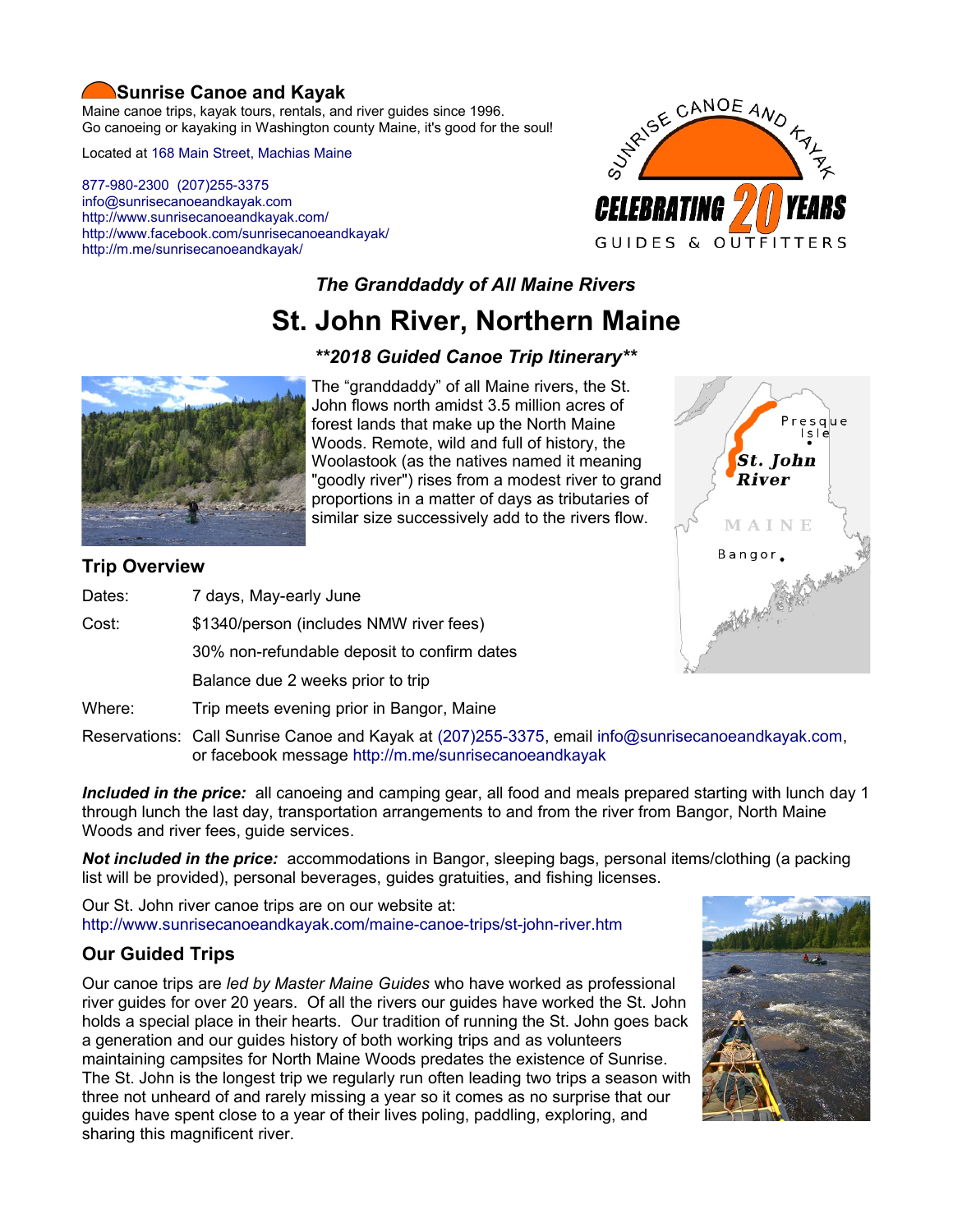# Sunrise Canoe and Kayak

Maine canoe trips, kayak tours, rentals, and river guides since 1996.
Go canoeing or kayaking in Washington county Maine, it's good for the soul!

Located at 168 Main Street, Machias Maine

877-980-2300 (207)255-3375
info@sunrisecanoeandkayak.com
http://www.sunrisecanoeandkayak.com/
http://www.facebook.com/sunrisecanoeandkayak/
http://m.me/sunrisecanoeandkayak/

### *The Granddaddy of All Maine Rivers*

# St. John River, Northern Maine

### ***2018 Guided Canoe Trip Itinerary***

The "granddaddy" of all Maine rivers, the St. John flows north amidst 3.5 million acres of forest lands that make up the North Maine Woods. Remote, wild and full of history, the Woolastook (as the natives named it meaning "goodly river") rises from a modest river to grand proportions in a matter of days as tributaries of similar size successively add to the rivers flow.

## Trip Overview

| | |
|---|---|
| Dates: | 7 days, May-early June |
| Cost: | $1340/person (includes NMW river fees) |
| | 30% non-refundable deposit to confirm dates |
| | Balance due 2 weeks prior to trip |
| Where: | Trip meets evening prior in Bangor, Maine |
| Reservations: | Call Sunrise Canoe and Kayak at (207)255-3375, email info@sunrisecanoeandkayak.com, or facebook message http://m.me/sunrisecanoeandkayak |

***Included in the price:*** all canoeing and camping gear, all food and meals prepared starting with lunch day 1 through lunch the last day, transportation arrangements to and from the river from Bangor, North Maine Woods and river fees, guide services.

***Not included in the price:*** accommodations in Bangor, sleeping bags, personal items/clothing (a packing list will be provided), personal beverages, guides gratuities, and fishing licenses.

Our St. John river canoe trips are on our website at:
http://www.sunrisecanoeandkayak.com/maine-canoe-trips/st-john-river.htm

## Our Guided Trips

Our canoe trips are *led by Master Maine Guides* who have worked as professional river guides for over 20 years. Of all the rivers our guides have worked the St. John holds a special place in their hearts. Our tradition of running the St. John goes back a generation and our guides history of both working trips and as volunteers maintaining campsites for North Maine Woods predates the existence of Sunrise. The St. John is the longest trip we regularly run often leading two trips a season with three not unheard of and rarely missing a year so it comes as no surprise that our guides have spent close to a year of their lives poling, paddling, exploring, and sharing this magnificent river.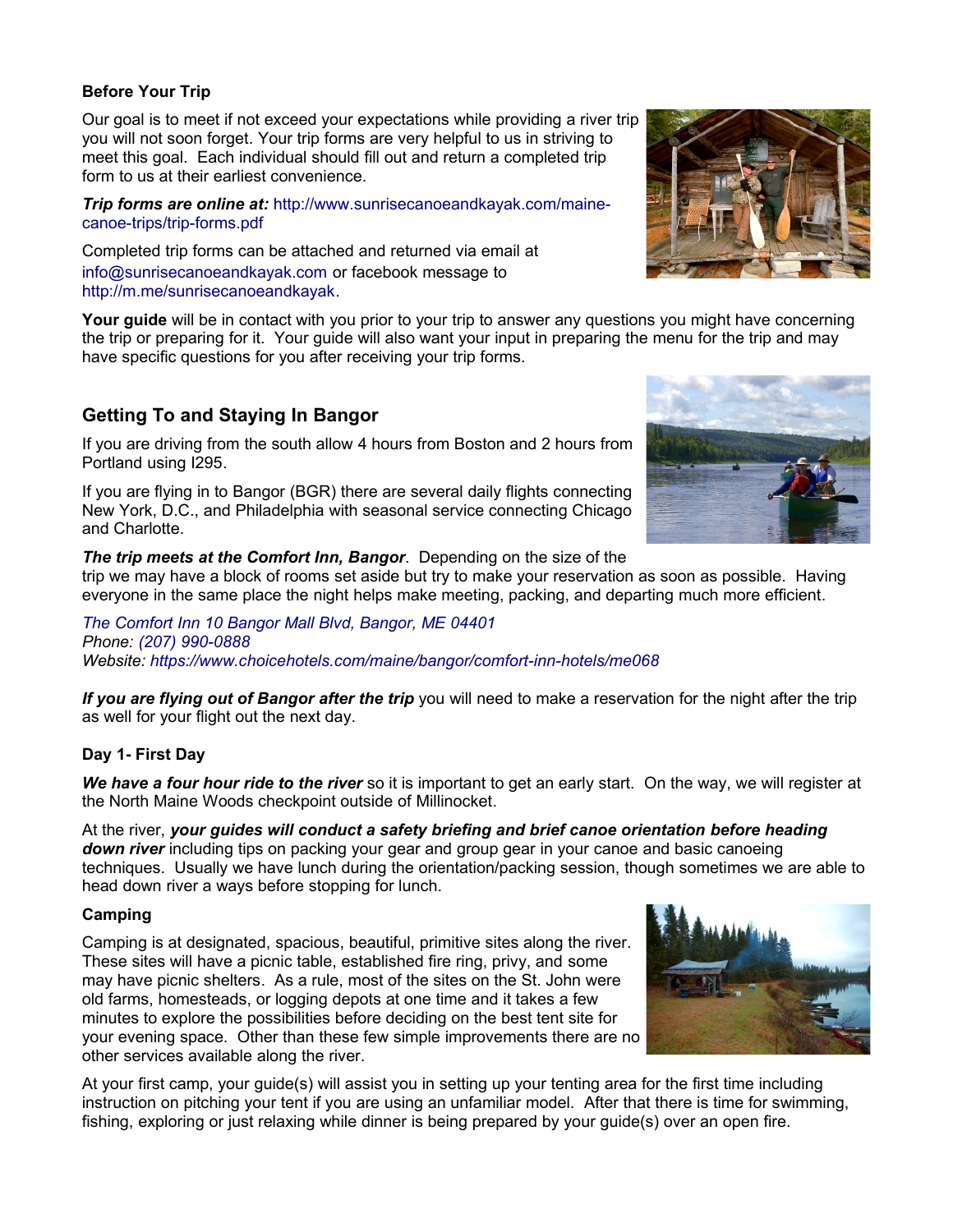**Before Your Trip**

Our goal is to meet if not exceed your expectations while providing a river trip you will not soon forget. Your trip forms are very helpful to us in striving to meet this goal. Each individual should fill out and return a completed trip form to us at their earliest convenience.

***Trip forms are online at:*** http://www.sunrisecanoeandkayak.com/maine-canoe-trips/trip-forms.pdf

Completed trip forms can be attached and returned via email at info@sunrisecanoeandkayak.com or facebook message to http://m.me/sunrisecanoeandkayak.

**Your guide** will be in contact with you prior to your trip to answer any questions you might have concerning the trip or preparing for it. Your guide will also want your input in preparing the menu for the trip and may have specific questions for you after receiving your trip forms.

## Getting To and Staying In Bangor

If you are driving from the south allow 4 hours from Boston and 2 hours from Portland using I295.

If you are flying in to Bangor (BGR) there are several daily flights connecting New York, D.C., and Philadelphia with seasonal service connecting Chicago and Charlotte.

***The trip meets at the Comfort Inn, Bangor***. Depending on the size of the trip we may have a block of rooms set aside but try to make your reservation as soon as possible. Having everyone in the same place the night helps make meeting, packing, and departing much more efficient.

*The Comfort Inn 10 Bangor Mall Blvd, Bangor, ME 04401*
*Phone: (207) 990-0888*
*Website: https://www.choicehotels.com/maine/bangor/comfort-inn-hotels/me068*

***If you are flying out of Bangor after the trip*** you will need to make a reservation for the night after the trip as well for your flight out the next day.

**Day 1- First Day**

***We have a four hour ride to the river*** so it is important to get an early start. On the way, we will register at the North Maine Woods checkpoint outside of Millinocket.

At the river, ***your guides will conduct a safety briefing and brief canoe orientation before heading down river*** including tips on packing your gear and group gear in your canoe and basic canoeing techniques. Usually we have lunch during the orientation/packing session, though sometimes we are able to head down river a ways before stopping for lunch.

**Camping**

Camping is at designated, spacious, beautiful, primitive sites along the river. These sites will have a picnic table, established fire ring, privy, and some may have picnic shelters. As a rule, most of the sites on the St. John were old farms, homesteads, or logging depots at one time and it takes a few minutes to explore the possibilities before deciding on the best tent site for your evening space. Other than these few simple improvements there are no other services available along the river.

At your first camp, your guide(s) will assist you in setting up your tenting area for the first time including instruction on pitching your tent if you are using an unfamiliar model. After that there is time for swimming, fishing, exploring or just relaxing while dinner is being prepared by your guide(s) over an open fire.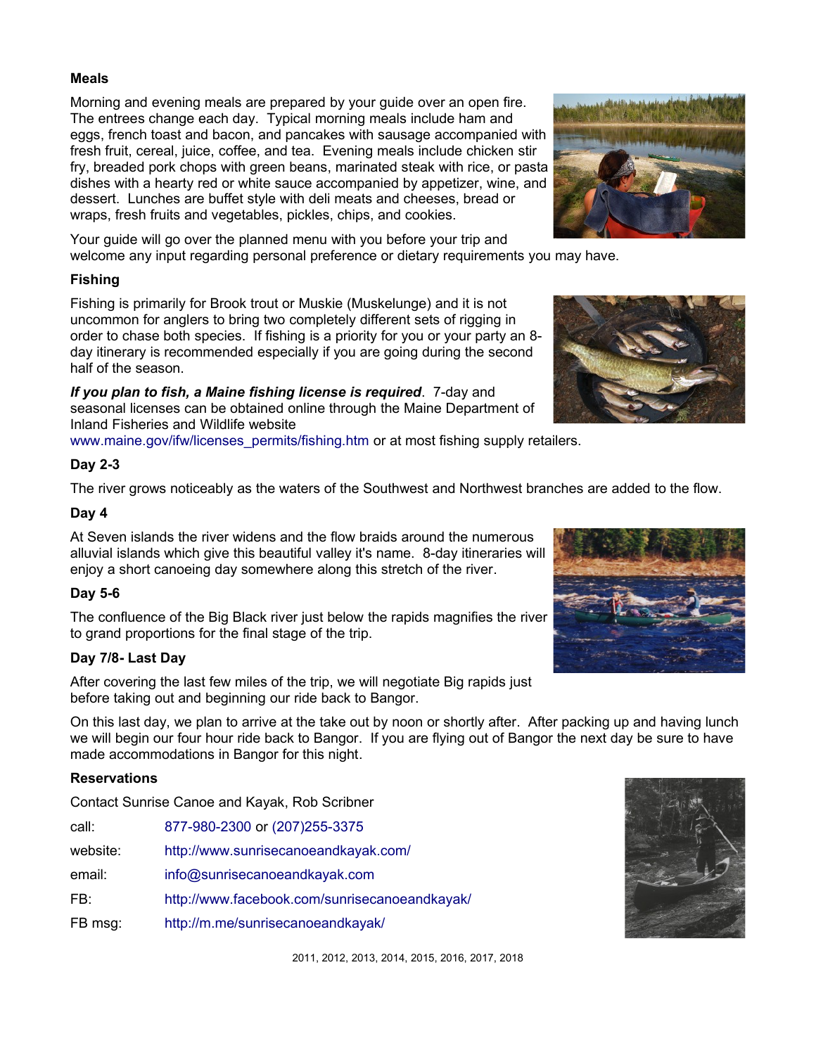## Meals

Morning and evening meals are prepared by your guide over an open fire. The entrees change each day. Typical morning meals include ham and eggs, french toast and bacon, and pancakes with sausage accompanied with fresh fruit, cereal, juice, coffee, and tea. Evening meals include chicken stir fry, breaded pork chops with green beans, marinated steak with rice, or pasta dishes with a hearty red or white sauce accompanied by appetizer, wine, and dessert. Lunches are buffet style with deli meats and cheeses, bread or wraps, fresh fruits and vegetables, pickles, chips, and cookies.

Your guide will go over the planned menu with you before your trip and welcome any input regarding personal preference or dietary requirements you may have.

## Fishing

Fishing is primarily for Brook trout or Muskie (Muskelunge) and it is not uncommon for anglers to bring two completely different sets of rigging in order to chase both species. If fishing is a priority for you or your party an 8-day itinerary is recommended especially if you are going during the second half of the season.

***If you plan to fish, a Maine fishing license is required***. 7-day and seasonal licenses can be obtained online through the Maine Department of Inland Fisheries and Wildlife website www.maine.gov/ifw/licenses_permits/fishing.htm or at most fishing supply retailers.

## Day 2-3

The river grows noticeably as the waters of the Southwest and Northwest branches are added to the flow.

## Day 4

At Seven islands the river widens and the flow braids around the numerous alluvial islands which give this beautiful valley it's name. 8-day itineraries will enjoy a short canoeing day somewhere along this stretch of the river.

## Day 5-6

The confluence of the Big Black river just below the rapids magnifies the river to grand proportions for the final stage of the trip.

## Day 7/8- Last Day

After covering the last few miles of the trip, we will negotiate Big rapids just before taking out and beginning our ride back to Bangor.

On this last day, we plan to arrive at the take out by noon or shortly after. After packing up and having lunch we will begin our four hour ride back to Bangor. If you are flying out of Bangor the next day be sure to have made accommodations in Bangor for this night.

## Reservations

Contact Sunrise Canoe and Kayak, Rob Scribner

| | |
|---|---|
| call: | 877-980-2300 or (207)255-3375 |
| website: | http://www.sunrisecanoeandkayak.com/ |
| email: | info@sunrisecanoeandkayak.com |
| FB: | http://www.facebook.com/sunrisecanoeandkayak/ |
| FB msg: | http://m.me/sunrisecanoeandkayak/ |

2011, 2012, 2013, 2014, 2015, 2016, 2017, 2018